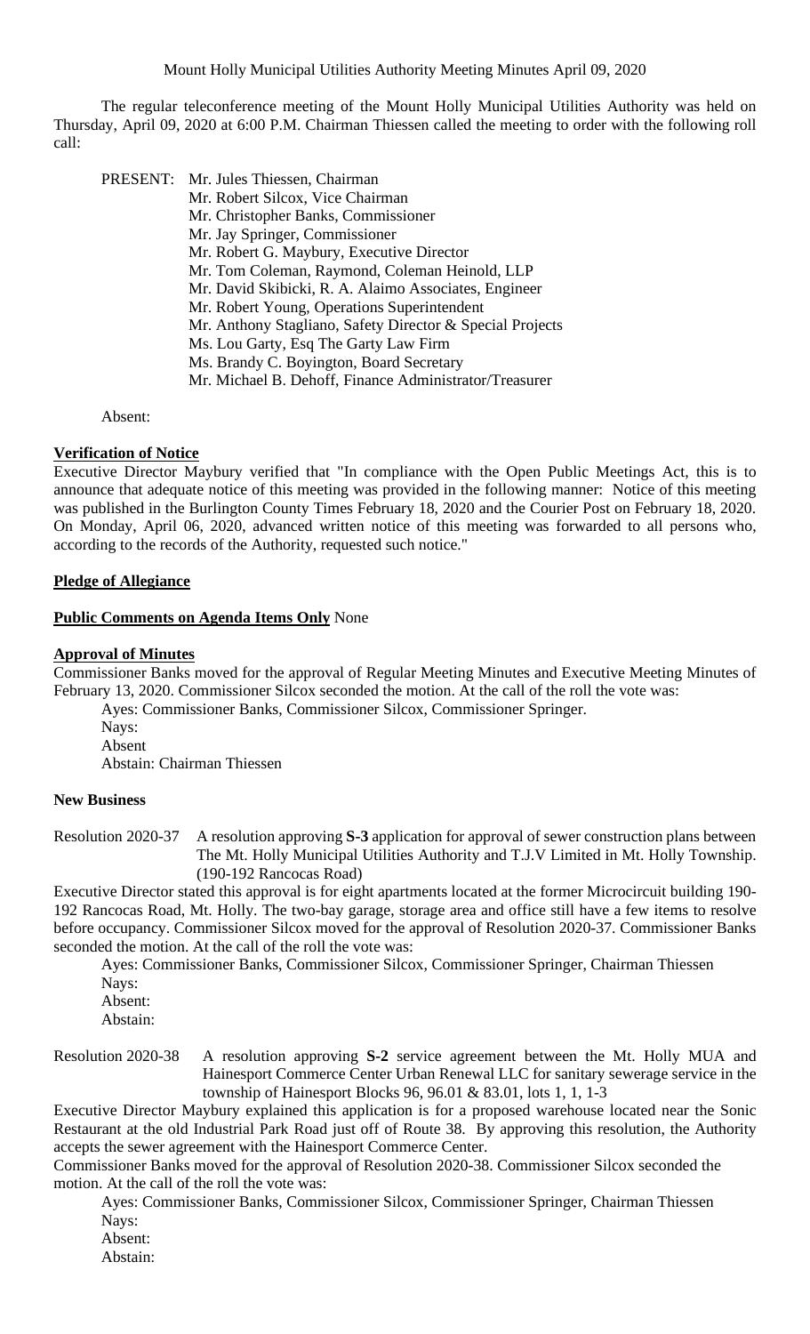# Mount Holly Municipal Utilities Authority Meeting Minutes April 09, 2020

The regular teleconference meeting of the Mount Holly Municipal Utilities Authority was held on Thursday, April 09, 2020 at 6:00 P.M. Chairman Thiessen called the meeting to order with the following roll call:

PRESENT: Mr. Jules Thiessen, Chairman
Mr. Robert Silcox, Vice Chairman
Mr. Christopher Banks, Commissioner
Mr. Jay Springer, Commissioner
Mr. Robert G. Maybury, Executive Director
Mr. Tom Coleman, Raymond, Coleman Heinold, LLP
Mr. David Skibicki, R. A. Alaimo Associates, Engineer
Mr. Robert Young, Operations Superintendent
Mr. Anthony Stagliano, Safety Director & Special Projects
Ms. Lou Garty, Esq The Garty Law Firm
Ms. Brandy C. Boyington, Board Secretary
Mr. Michael B. Dehoff, Finance Administrator/Treasurer

Absent:

**Verification of Notice**

Executive Director Maybury verified that "In compliance with the Open Public Meetings Act, this is to announce that adequate notice of this meeting was provided in the following manner: Notice of this meeting was published in the Burlington County Times February 18, 2020 and the Courier Post on February 18, 2020. On Monday, April 06, 2020, advanced written notice of this meeting was forwarded to all persons who, according to the records of the Authority, requested such notice."

**Pledge of Allegiance**

**Public Comments on Agenda Items Only** None

**Approval of Minutes**

Commissioner Banks moved for the approval of Regular Meeting Minutes and Executive Meeting Minutes of February 13, 2020. Commissioner Silcox seconded the motion. At the call of the roll the vote was:

Ayes: Commissioner Banks, Commissioner Silcox, Commissioner Springer.
Nays:
Absent
Abstain: Chairman Thiessen

**New Business**

Resolution 2020-37 A resolution approving **S-3** application for approval of sewer construction plans between The Mt. Holly Municipal Utilities Authority and T.J.V Limited in Mt. Holly Township. (190-192 Rancocas Road)

Executive Director stated this approval is for eight apartments located at the former Microcircuit building 190-192 Rancocas Road, Mt. Holly. The two-bay garage, storage area and office still have a few items to resolve before occupancy. Commissioner Silcox moved for the approval of Resolution 2020-37. Commissioner Banks seconded the motion. At the call of the roll the vote was:

Ayes: Commissioner Banks, Commissioner Silcox, Commissioner Springer, Chairman Thiessen
Nays:
Absent:
Abstain:

Resolution 2020-38 A resolution approving **S-2** service agreement between the Mt. Holly MUA and Hainesport Commerce Center Urban Renewal LLC for sanitary sewerage service in the township of Hainesport Blocks 96, 96.01 & 83.01, lots 1, 1, 1-3

Executive Director Maybury explained this application is for a proposed warehouse located near the Sonic Restaurant at the old Industrial Park Road just off of Route 38. By approving this resolution, the Authority accepts the sewer agreement with the Hainesport Commerce Center.

Commissioner Banks moved for the approval of Resolution 2020-38. Commissioner Silcox seconded the motion. At the call of the roll the vote was:

Ayes: Commissioner Banks, Commissioner Silcox, Commissioner Springer, Chairman Thiessen
Nays:
Absent:
Abstain: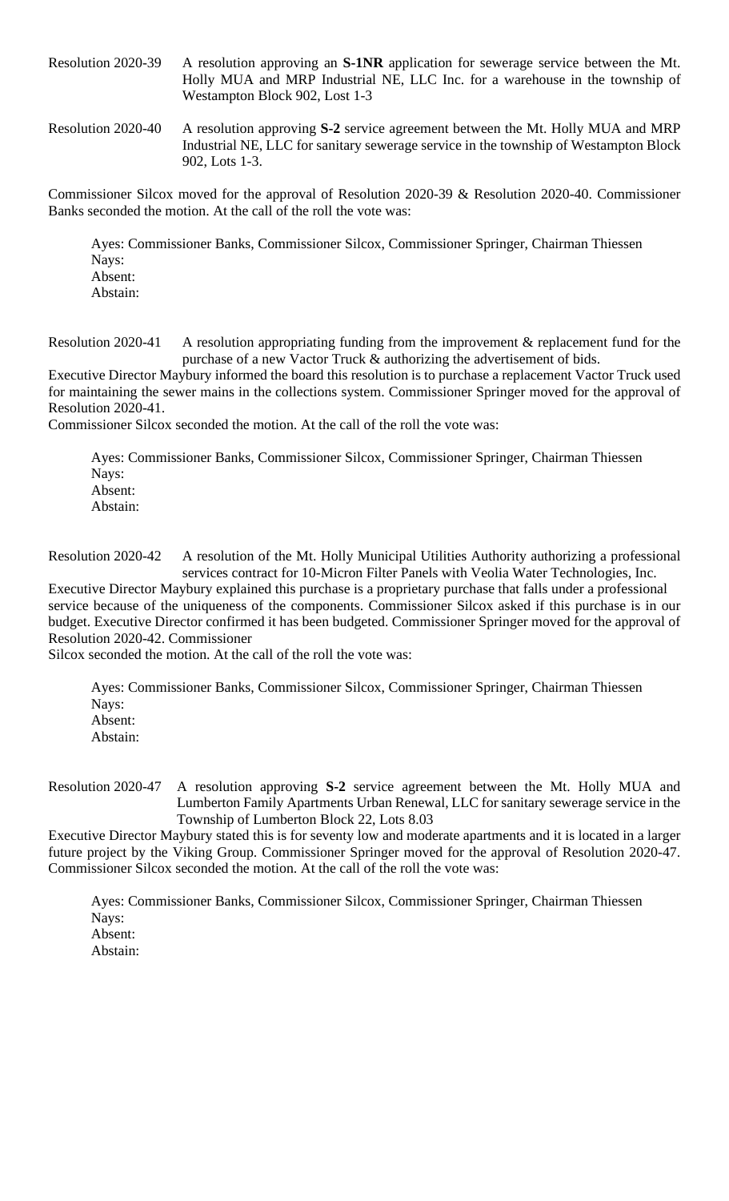Resolution 2020-39 A resolution approving an **S-1NR** application for sewerage service between the Mt. Holly MUA and MRP Industrial NE, LLC Inc. for a warehouse in the township of Westampton Block 902, Lost 1-3

Resolution 2020-40 A resolution approving **S-2** service agreement between the Mt. Holly MUA and MRP Industrial NE, LLC for sanitary sewerage service in the township of Westampton Block 902, Lots 1-3.

Commissioner Silcox moved for the approval of Resolution 2020-39 & Resolution 2020-40. Commissioner Banks seconded the motion. At the call of the roll the vote was:

Ayes: Commissioner Banks, Commissioner Silcox, Commissioner Springer, Chairman Thiessen
Nays:
Absent:
Abstain:

Resolution 2020-41 A resolution appropriating funding from the improvement & replacement fund for the purchase of a new Vactor Truck & authorizing the advertisement of bids.

Executive Director Maybury informed the board this resolution is to purchase a replacement Vactor Truck used for maintaining the sewer mains in the collections system. Commissioner Springer moved for the approval of Resolution 2020-41.

Commissioner Silcox seconded the motion. At the call of the roll the vote was:

Ayes: Commissioner Banks, Commissioner Silcox, Commissioner Springer, Chairman Thiessen
Nays:
Absent:
Abstain:

Resolution 2020-42 A resolution of the Mt. Holly Municipal Utilities Authority authorizing a professional services contract for 10-Micron Filter Panels with Veolia Water Technologies, Inc.

Executive Director Maybury explained this purchase is a proprietary purchase that falls under a professional service because of the uniqueness of the components. Commissioner Silcox asked if this purchase is in our budget. Executive Director confirmed it has been budgeted. Commissioner Springer moved for the approval of Resolution 2020-42. Commissioner

Silcox seconded the motion. At the call of the roll the vote was:

Ayes: Commissioner Banks, Commissioner Silcox, Commissioner Springer, Chairman Thiessen
Nays:
Absent:
Abstain:

Resolution 2020-47 A resolution approving **S-2** service agreement between the Mt. Holly MUA and Lumberton Family Apartments Urban Renewal, LLC for sanitary sewerage service in the Township of Lumberton Block 22, Lots 8.03

Executive Director Maybury stated this is for seventy low and moderate apartments and it is located in a larger future project by the Viking Group. Commissioner Springer moved for the approval of Resolution 2020-47. Commissioner Silcox seconded the motion. At the call of the roll the vote was:

Ayes: Commissioner Banks, Commissioner Silcox, Commissioner Springer, Chairman Thiessen
Nays:
Absent:
Abstain: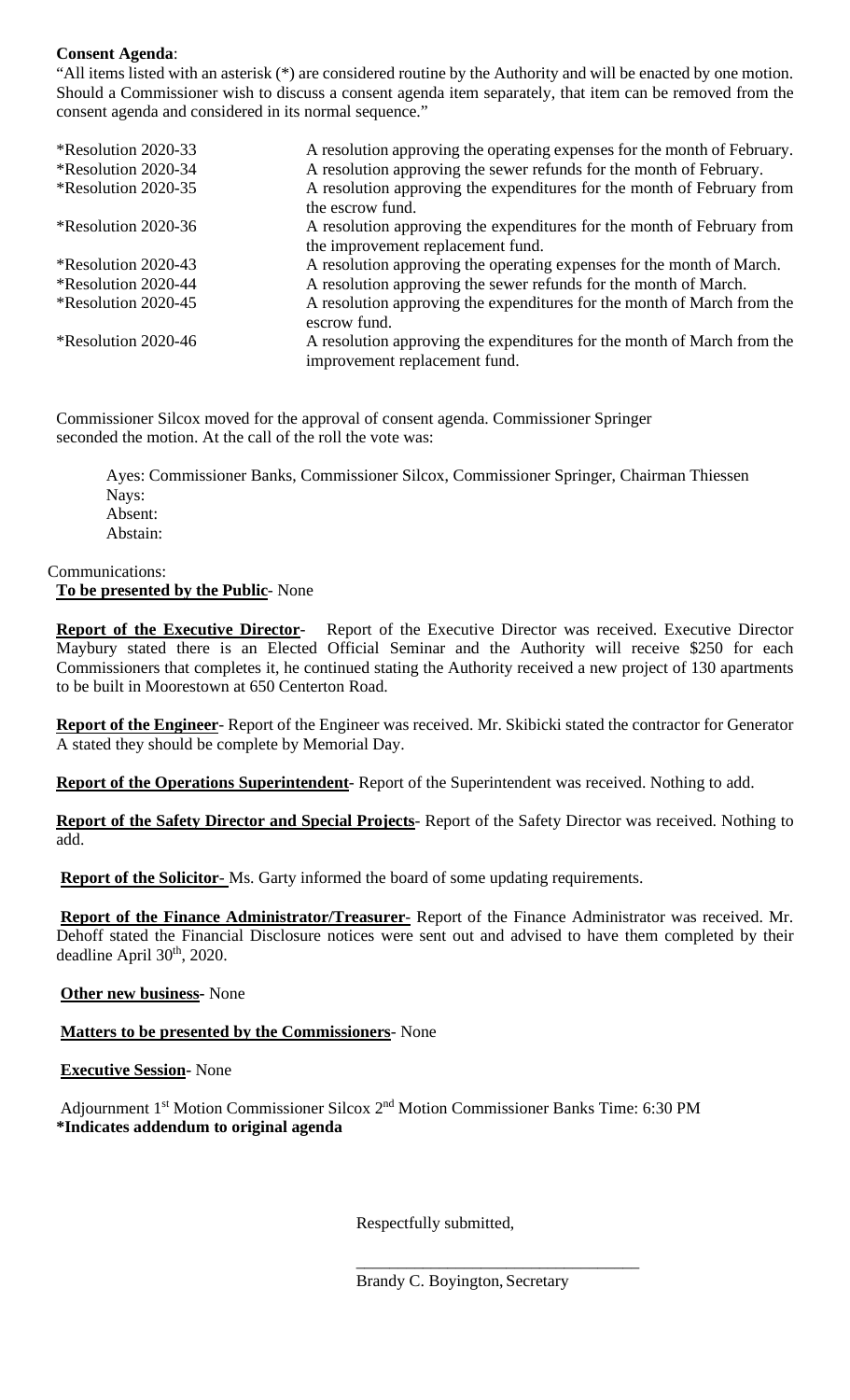**Consent Agenda**:

"All items listed with an asterisk (*) are considered routine by the Authority and will be enacted by one motion. Should a Commissioner wish to discuss a consent agenda item separately, that item can be removed from the consent agenda and considered in its normal sequence."

| | |
|---|---|
| *Resolution 2020-33 | A resolution approving the operating expenses for the month of February. |
| *Resolution 2020-34 | A resolution approving the sewer refunds for the month of February. |
| *Resolution 2020-35 | A resolution approving the expenditures for the month of February from the escrow fund. |
| *Resolution 2020-36 | A resolution approving the expenditures for the month of February from the improvement replacement fund. |
| *Resolution 2020-43 | A resolution approving the operating expenses for the month of March. |
| *Resolution 2020-44 | A resolution approving the sewer refunds for the month of March. |
| *Resolution 2020-45 | A resolution approving the expenditures for the month of March from the escrow fund. |
| *Resolution 2020-46 | A resolution approving the expenditures for the month of March from the improvement replacement fund. |

Commissioner Silcox moved for the approval of consent agenda. Commissioner Springer seconded the motion. At the call of the roll the vote was:

Ayes: Commissioner Banks, Commissioner Silcox, Commissioner Springer, Chairman Thiessen
Nays:
Absent:
Abstain:

Communications:
**To be presented by the Public**- None

**Report of the Executive Director**- Report of the Executive Director was received. Executive Director Maybury stated there is an Elected Official Seminar and the Authority will receive $250 for each Commissioners that completes it, he continued stating the Authority received a new project of 130 apartments to be built in Moorestown at 650 Centerton Road.

**Report of the Engineer**- Report of the Engineer was received. Mr. Skibicki stated the contractor for Generator A stated they should be complete by Memorial Day.

**Report of the Operations Superintendent**- Report of the Superintendent was received. Nothing to add.

**Report of the Safety Director and Special Projects**- Report of the Safety Director was received. Nothing to add.

**Report of the Solicitor-** Ms. Garty informed the board of some updating requirements.

**Report of the Finance Administrator/Treasurer-** Report of the Finance Administrator was received. Mr. Dehoff stated the Financial Disclosure notices were sent out and advised to have them completed by their deadline April 30th, 2020.

**Other new business-** None

**Matters to be presented by the Commissioners**- None

**Executive Session-** None

Adjournment 1st Motion Commissioner Silcox 2nd Motion Commissioner Banks Time: 6:30 PM
**\*Indicates addendum to original agenda**

Respectfully submitted,

___________________________________
Brandy C. Boyington, Secretary